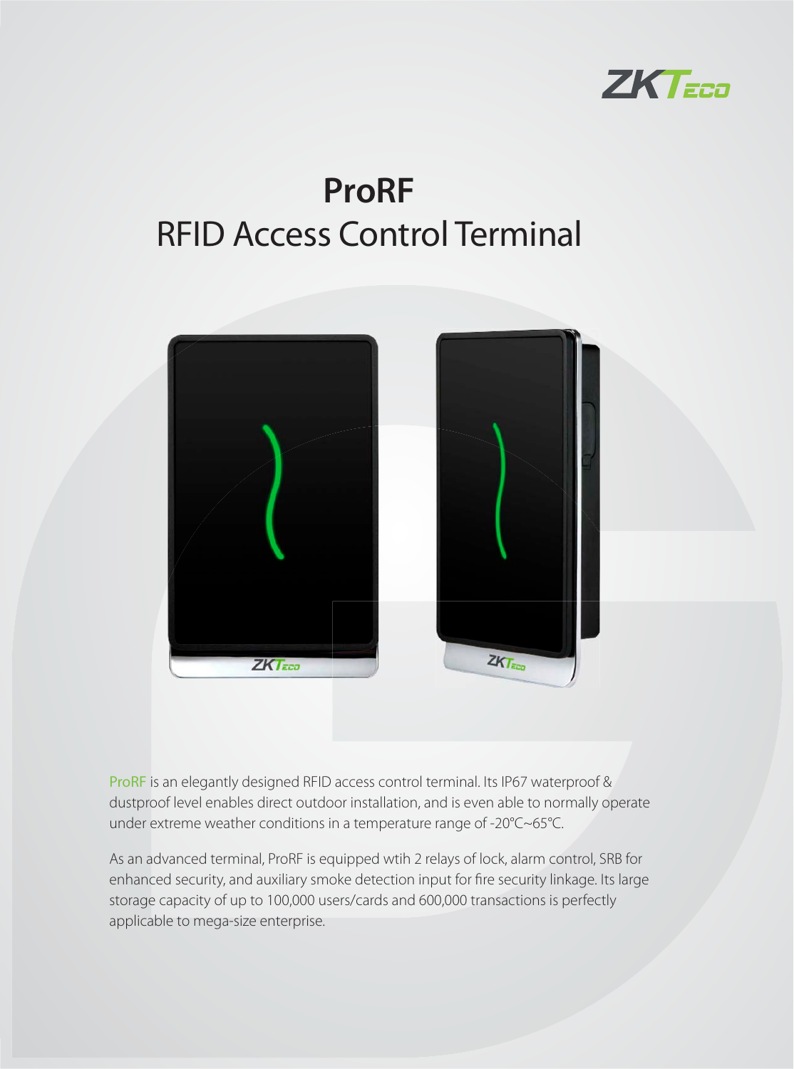# ProRF

## RFID Access Control Terminal

ProRF is an elegantly designed RFID access control terminal. Its IP67 waterproof & dustproof level enables direct outdoor installation, and is even able to normally operate under extreme weather conditions in a temperature range of -20℃~65℃.

As an advanced terminal, ProRF is equipped wtih 2 relays of lock, alarm control, SRB for enhanced security, and auxiliary smoke detection input for fire security linkage. Its large storage capacity of up to 100,000 users/cards and 600,000 transactions is perfectly applicable to mega-size enterprise.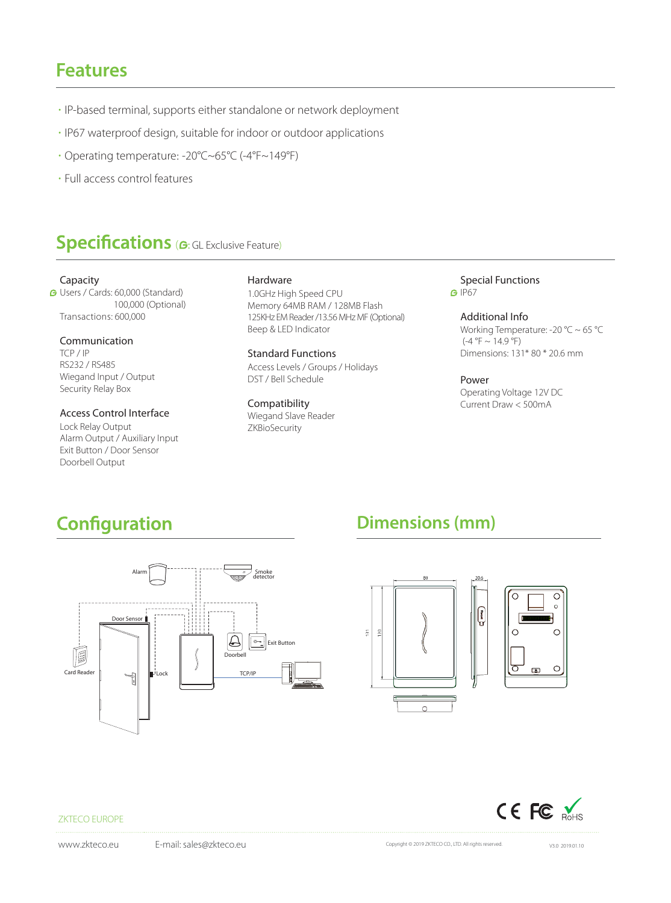## Features

- IP-based terminal, supports either standalone or network deployment
- IP67 waterproof design, suitable for indoor or outdoor applications
- Operating temperature: -20℃~65℃ (-4℉~149℉)
- Full access control features

## Specifications (G: GL Exclusive Feature)

### Capacity
G Users / Cards: 60,000 (Standard)
100,000 (Optional)
Transactions: 600,000

### Communication
TCP / IP
RS232 / RS485
Wiegand Input / Output
Security Relay Box

### Access Control Interface
Lock Relay Output
Alarm Output / Auxiliary Input
Exit Button / Door Sensor
Doorbell Output

### Hardware
1.0GHz High Speed CPU
Memory 64MB RAM / 128MB Flash
125KHz EM Reader / 13.56 MHz MF (Optional)
Beep & LED Indicator

### Standard Functions
Access Levels / Groups / Holidays
DST / Bell Schedule

### Compatibility
Wiegand Slave Reader
ZKBioSecurity

### Special Functions
G IP67

### Additional Info
Working Temperature: -20 °C ~ 65 °C
(-4 °F ~ 14.9 °F)
Dimensions: 131* 80 * 20.6 mm

### Power
Operating Voltage 12V DC
Current Draw < 500mA

## Configuration

Alarm
Smoke detector
Door Sensor
Card Reader
Lock
Doorbell
Exit Button
TCP/IP

## Dimensions (mm)

80
20.6
131
120

ZKTECO EUROPE

www.zkteco.eu E-mail: sales@zkteco.eu

Copyright © 2019 ZKTECO CO., LTD. All rights reserved. V3.0 2019.01.10